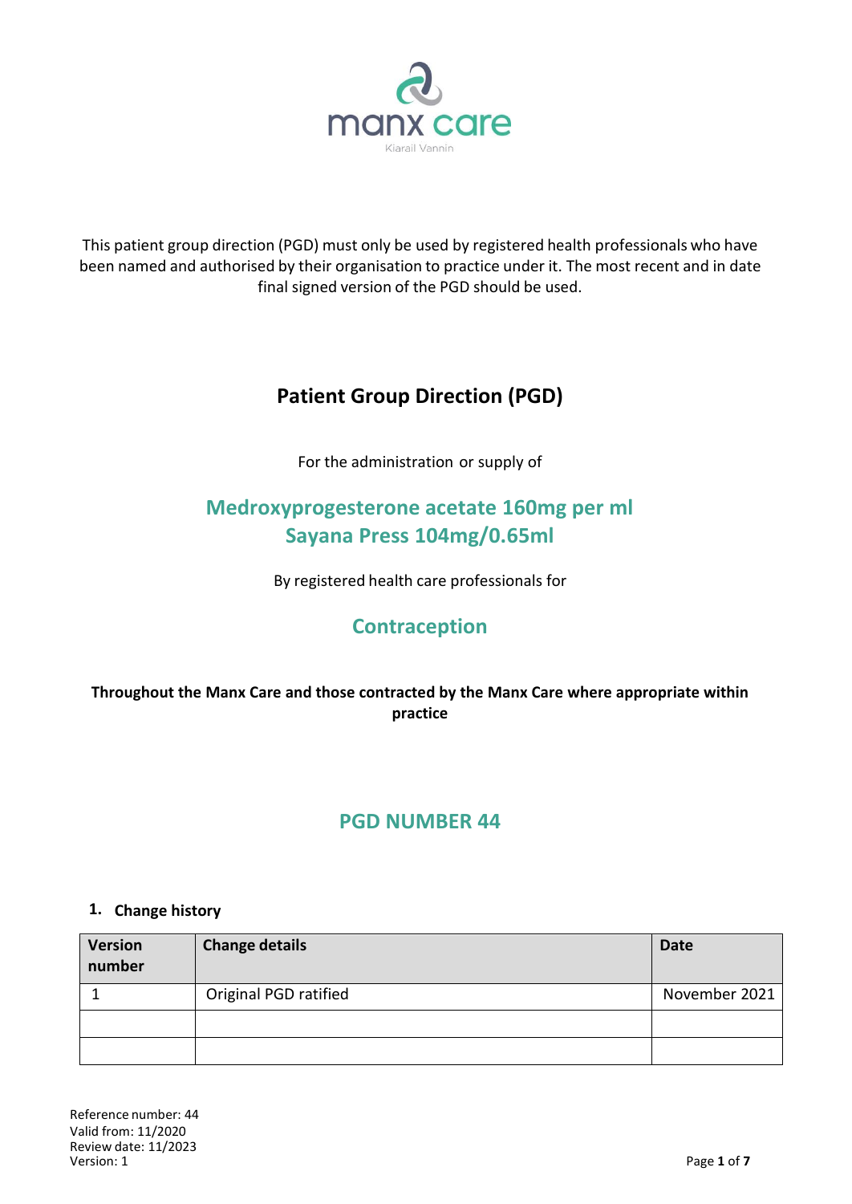manx care

Kiarail Vannin

This patient group direction (PGD) must only be used by registered health professionals who have been named and authorised by their organisation to practice under it. The most recent and in date final signed version of the PGD should be used.

# Patient Group Direction (PGD)

For the administration or supply of

## Medroxyprogesterone acetate 160mg per ml Sayana Press 104mg/0.65ml

By registered health care professionals for

## Contraception

**Throughout the Manx Care and those contracted by the Manx Care where appropriate within practice**

## PGD NUMBER 44

### 1. Change history

| Version number | Change details | Date |
|---|---|---|
| 1 | Original PGD ratified | November 2021 |
| | | |
| | | |

Reference number: 44
Valid from: 11/2020
Review date: 11/2023
Version: 1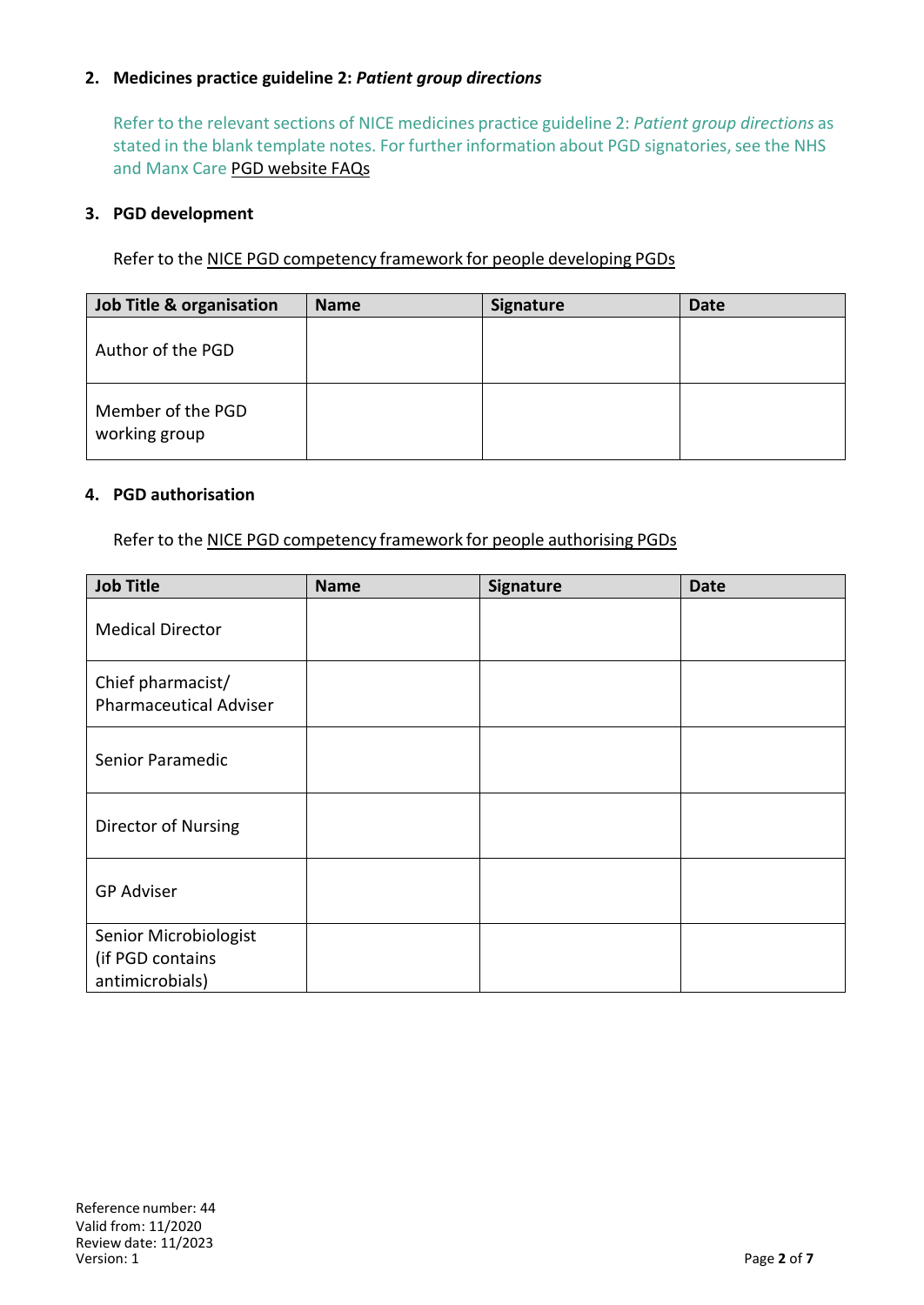## 2. Medicines practice guideline 2: *Patient group directions*

Refer to the relevant sections of NICE medicines practice guideline 2: *Patient group directions* as stated in the blank template notes. For further information about PGD signatories, see the NHS and Manx Care PGD website FAQs

## 3. PGD development

Refer to the NICE PGD competency framework for people developing PGDs

| Job Title & organisation | Name | Signature | Date |
|---|---|---|---|
| Author of the PGD | | | |
| Member of the PGD working group | | | |

## 4. PGD authorisation

Refer to the NICE PGD competency framework for people authorising PGDs

| Job Title | Name | Signature | Date |
|---|---|---|---|
| Medical Director | | | |
| Chief pharmacist/ Pharmaceutical Adviser | | | |
| Senior Paramedic | | | |
| Director of Nursing | | | |
| GP Adviser | | | |
| Senior Microbiologist (if PGD contains antimicrobials) | | | |

Reference number: 44
Valid from: 11/2020
Review date: 11/2023
Version: 1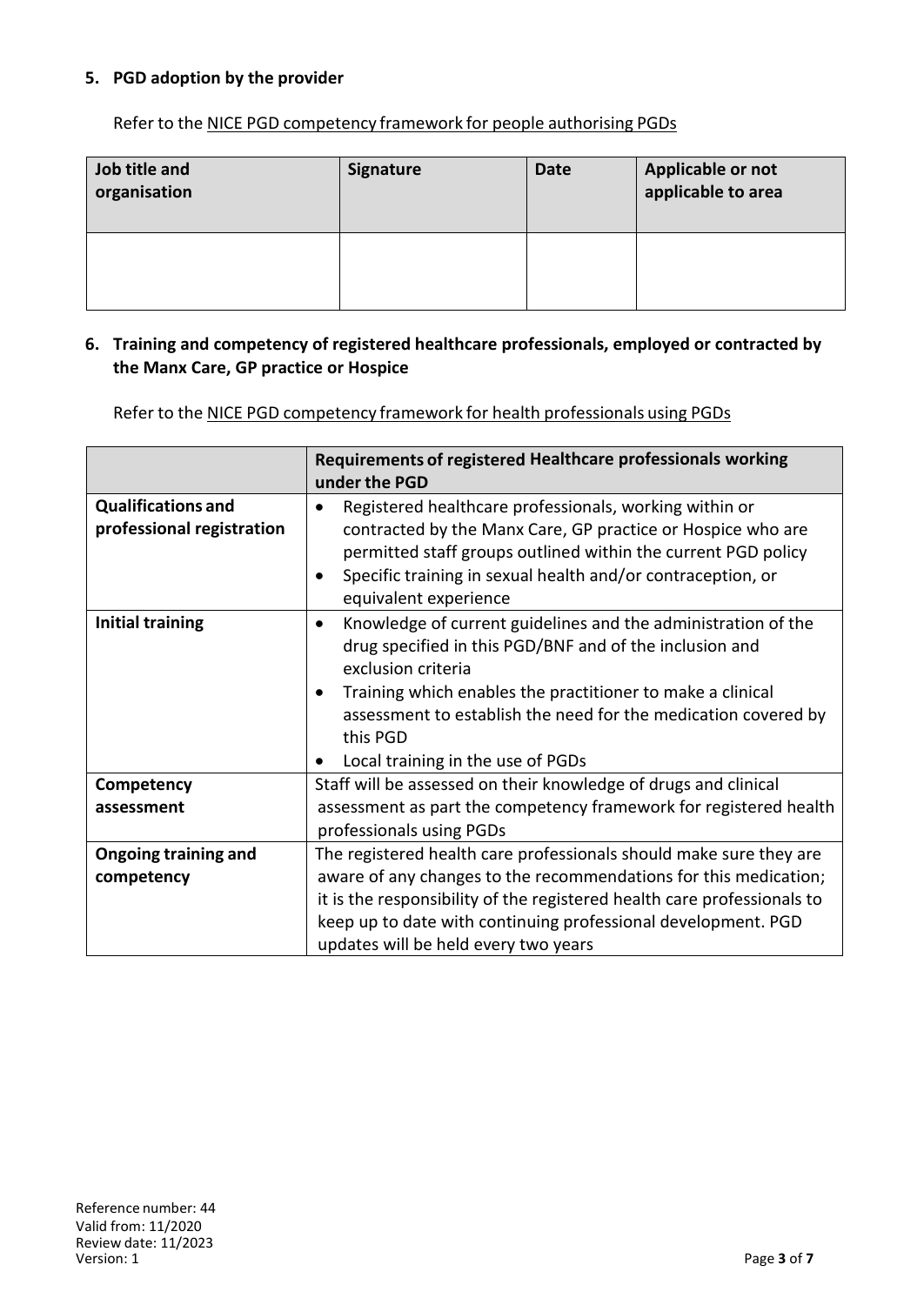## 5. PGD adoption by the provider

Refer to the NICE PGD competency framework for people authorising PGDs

| Job title and organisation | Signature | Date | Applicable or not applicable to area |
|---|---|---|---|
| | | | |

## 6. Training and competency of registered healthcare professionals, employed or contracted by the Manx Care, GP practice or Hospice

Refer to the NICE PGD competency framework for health professionals using PGDs

| | Requirements of registered Healthcare professionals working under the PGD |
|---|---|
| **Qualifications and professional registration** | • Registered healthcare professionals, working within or contracted by the Manx Care, GP practice or Hospice who are permitted staff groups outlined within the current PGD policy<br>• Specific training in sexual health and/or contraception, or equivalent experience |
| **Initial training** | • Knowledge of current guidelines and the administration of the drug specified in this PGD/BNF and of the inclusion and exclusion criteria<br>• Training which enables the practitioner to make a clinical assessment to establish the need for the medication covered by this PGD<br>• Local training in the use of PGDs |
| **Competency assessment** | Staff will be assessed on their knowledge of drugs and clinical assessment as part the competency framework for registered health professionals using PGDs |
| **Ongoing training and competency** | The registered health care professionals should make sure they are aware of any changes to the recommendations for this medication; it is the responsibility of the registered health care professionals to keep up to date with continuing professional development. PGD updates will be held every two years |

Reference number: 44
Valid from: 11/2020
Review date: 11/2023
Version: 1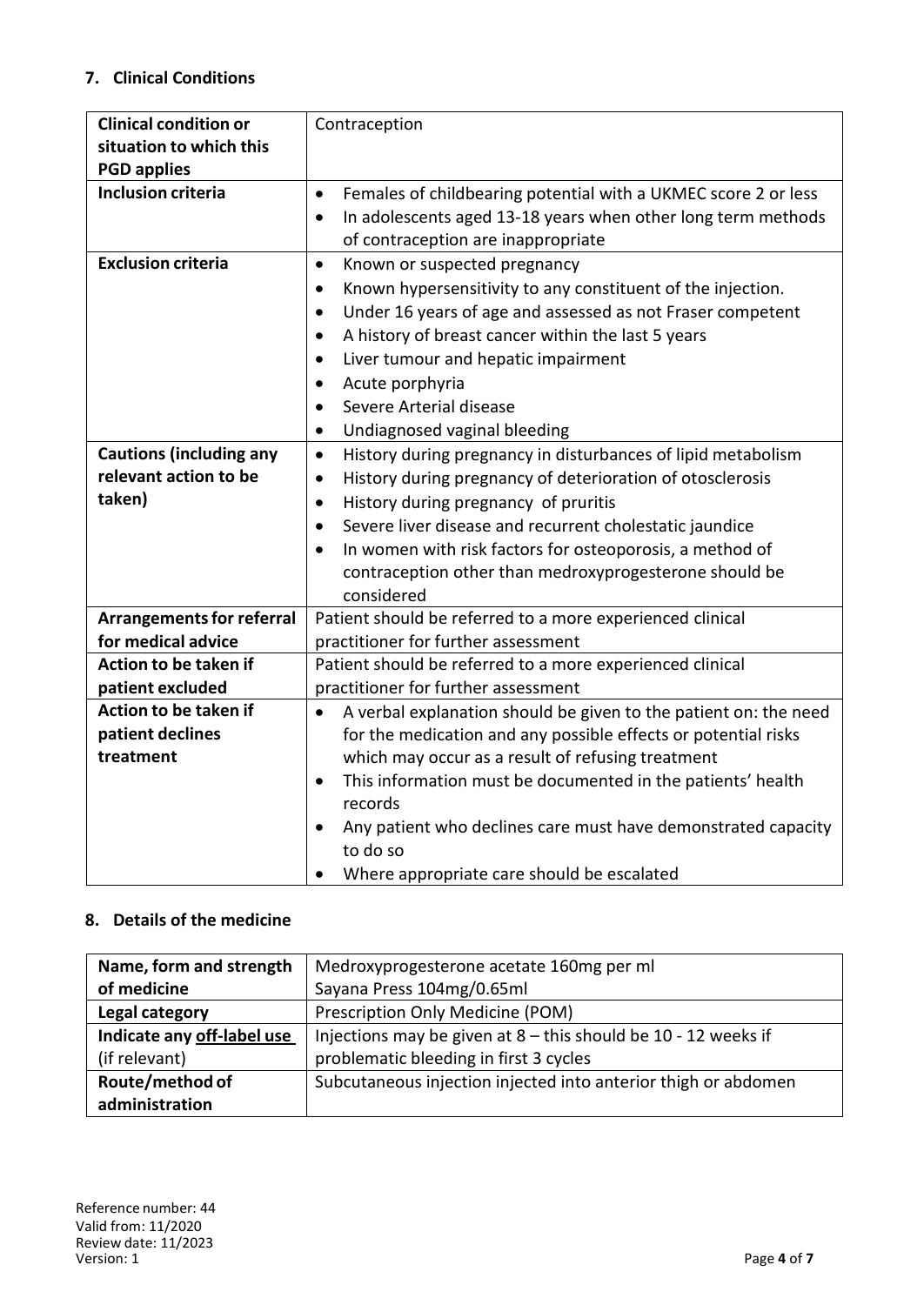## 7. Clinical Conditions

| | |
|---|---|
| **Clinical condition or situation to which this PGD applies** | Contraception |
| **Inclusion criteria** | • Females of childbearing potential with a UKMEC score 2 or less<br>• In adolescents aged 13-18 years when other long term methods of contraception are inappropriate |
| **Exclusion criteria** | • Known or suspected pregnancy<br>• Known hypersensitivity to any constituent of the injection.<br>• Under 16 years of age and assessed as not Fraser competent<br>• A history of breast cancer within the last 5 years<br>• Liver tumour and hepatic impairment<br>• Acute porphyria<br>• Severe Arterial disease<br>• Undiagnosed vaginal bleeding |
| **Cautions (including any relevant action to be taken)** | • History during pregnancy in disturbances of lipid metabolism<br>• History during pregnancy of deterioration of otosclerosis<br>• History during pregnancy of pruritis<br>• Severe liver disease and recurrent cholestatic jaundice<br>• In women with risk factors for osteoporosis, a method of contraception other than medroxyprogesterone should be considered |
| **Arrangements for referral for medical advice** | Patient should be referred to a more experienced clinical practitioner for further assessment |
| **Action to be taken if patient excluded** | Patient should be referred to a more experienced clinical practitioner for further assessment |
| **Action to be taken if patient declines treatment** | • A verbal explanation should be given to the patient on: the need for the medication and any possible effects or potential risks which may occur as a result of refusing treatment<br>• This information must be documented in the patients' health records<br>• Any patient who declines care must have demonstrated capacity to do so<br>• Where appropriate care should be escalated |

## 8. Details of the medicine

| | |
|---|---|
| **Name, form and strength of medicine** | Medroxyprogesterone acetate 160mg per ml<br>Sayana Press 104mg/0.65ml |
| **Legal category** | Prescription Only Medicine (POM) |
| **Indicate any off-label use (if relevant)** | Injections may be given at 8 – this should be 10 - 12 weeks if problematic bleeding in first 3 cycles |
| **Route/method of administration** | Subcutaneous injection injected into anterior thigh or abdomen |

Reference number: 44
Valid from: 11/2020
Review date: 11/2023
Version: 1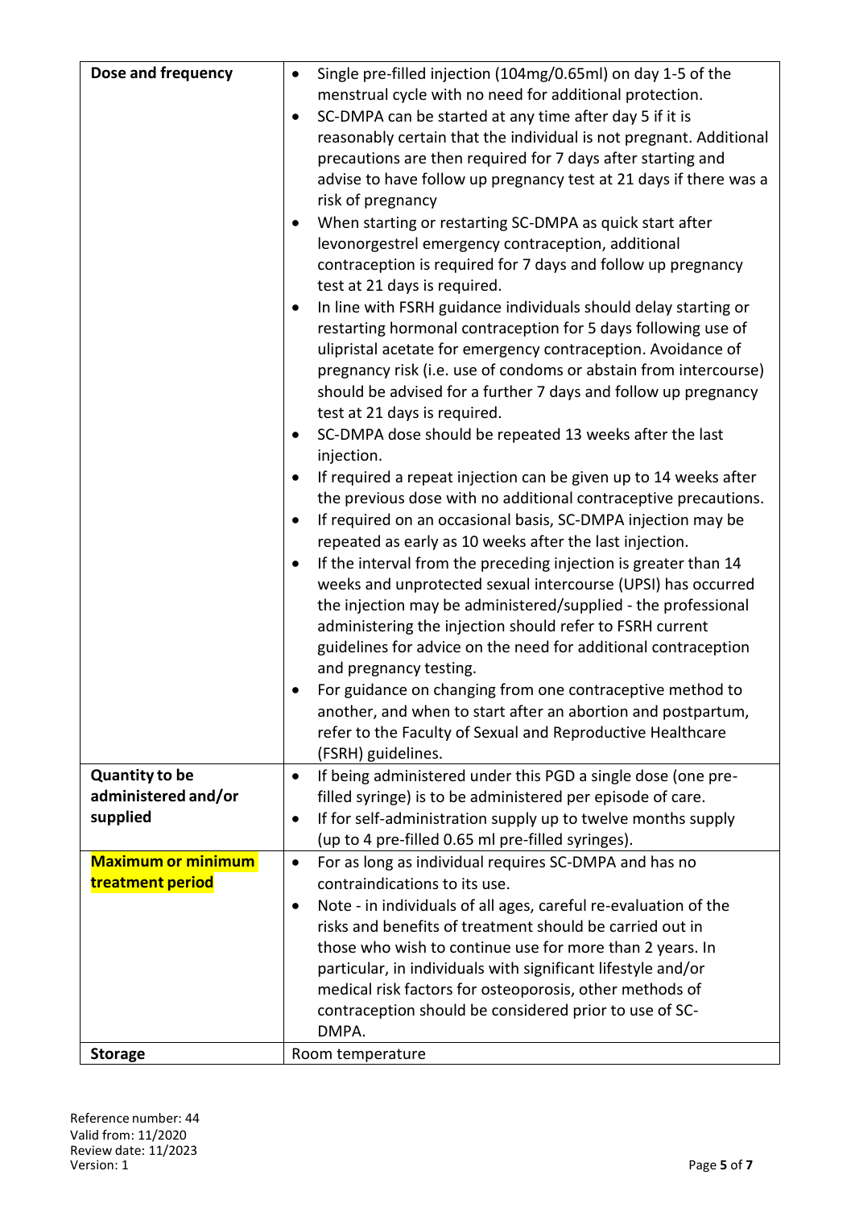| | |
|---|---|
| **Dose and frequency** | • Single pre-filled injection (104mg/0.65ml) on day 1-5 of the menstrual cycle with no need for additional protection.<br>• SC-DMPA can be started at any time after day 5 if it is reasonably certain that the individual is not pregnant. Additional precautions are then required for 7 days after starting and advise to have follow up pregnancy test at 21 days if there was a risk of pregnancy<br>• When starting or restarting SC-DMPA as quick start after levonorgestrel emergency contraception, additional contraception is required for 7 days and follow up pregnancy test at 21 days is required.<br>• In line with FSRH guidance individuals should delay starting or restarting hormonal contraception for 5 days following use of ulipristal acetate for emergency contraception. Avoidance of pregnancy risk (i.e. use of condoms or abstain from intercourse) should be advised for a further 7 days and follow up pregnancy test at 21 days is required.<br>• SC-DMPA dose should be repeated 13 weeks after the last injection.<br>• If required a repeat injection can be given up to 14 weeks after the previous dose with no additional contraceptive precautions.<br>• If required on an occasional basis, SC-DMPA injection may be repeated as early as 10 weeks after the last injection.<br>• If the interval from the preceding injection is greater than 14 weeks and unprotected sexual intercourse (UPSI) has occurred the injection may be administered/supplied - the professional administering the injection should refer to FSRH current guidelines for advice on the need for additional contraception and pregnancy testing.<br>• For guidance on changing from one contraceptive method to another, and when to start after an abortion and postpartum, refer to the Faculty of Sexual and Reproductive Healthcare (FSRH) guidelines. |
| **Quantity to be administered and/or supplied** | • If being administered under this PGD a single dose (one pre-filled syringe) is to be administered per episode of care.<br>• If for self-administration supply up to twelve months supply (up to 4 pre-filled 0.65 ml pre-filled syringes). |
| **Maximum or minimum treatment period** | • For as long as individual requires SC-DMPA and has no contraindications to its use.<br>• Note - in individuals of all ages, careful re-evaluation of the risks and benefits of treatment should be carried out in those who wish to continue use for more than 2 years. In particular, in individuals with significant lifestyle and/or medical risk factors for osteoporosis, other methods of contraception should be considered prior to use of SC-DMPA. |
| **Storage** | Room temperature |

Reference number: 44
Valid from: 11/2020
Review date: 11/2023
Version: 1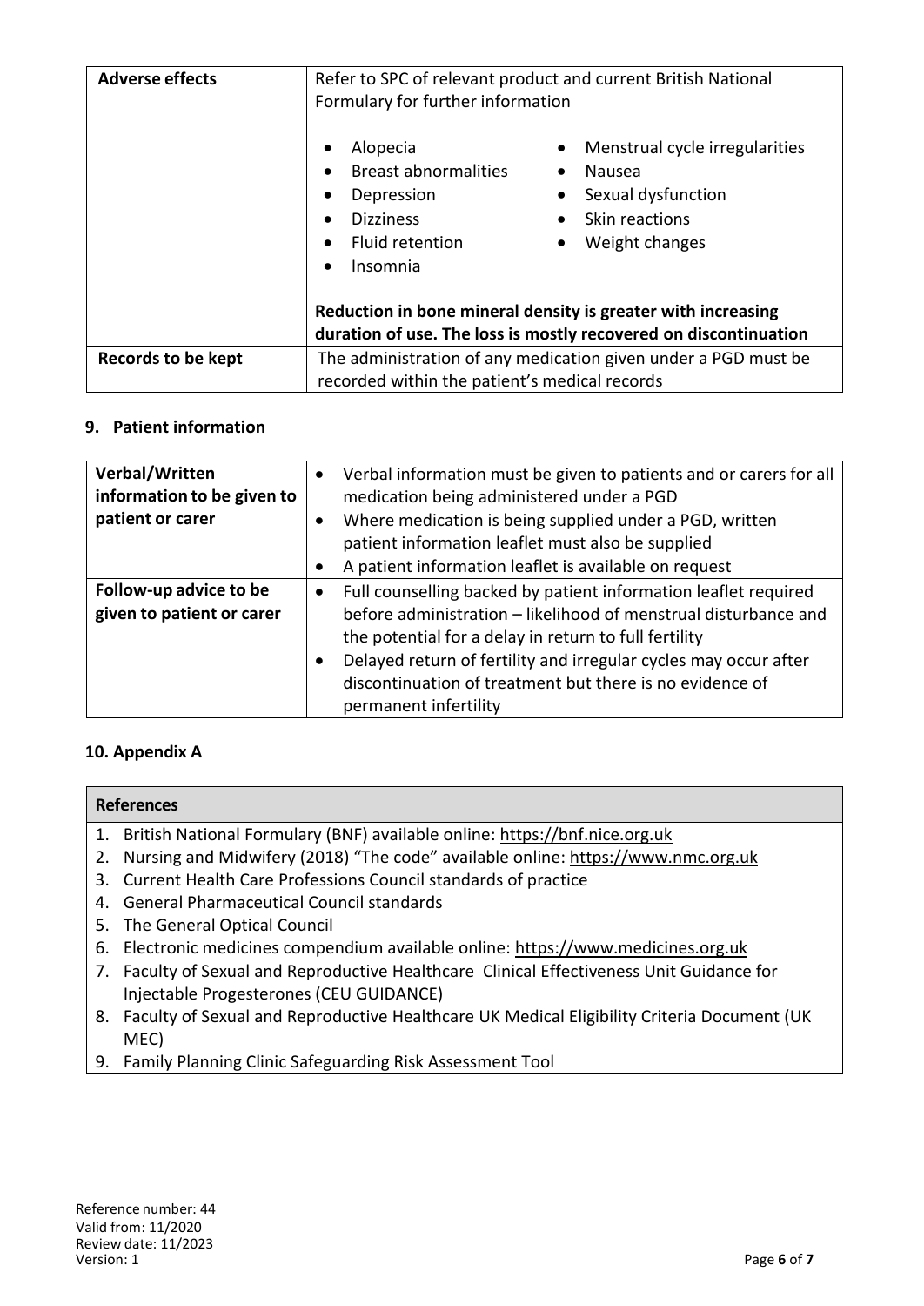| | |
|---|---|
| **Adverse effects** | Refer to SPC of relevant product and current British National Formulary for further information<br><br>• Alopecia<br>• Breast abnormalities<br>• Depression<br>• Dizziness<br>• Fluid retention<br>• Insomnia<br>• Menstrual cycle irregularities<br>• Nausea<br>• Sexual dysfunction<br>• Skin reactions<br>• Weight changes<br><br>**Reduction in bone mineral density is greater with increasing duration of use. The loss is mostly recovered on discontinuation** |
| **Records to be kept** | The administration of any medication given under a PGD must be recorded within the patient's medical records |

## 9. Patient information

| | |
|---|---|
| **Verbal/Written information to be given to patient or carer** | • Verbal information must be given to patients and or carers for all medication being administered under a PGD<br>• Where medication is being supplied under a PGD, written patient information leaflet must also be supplied<br>• A patient information leaflet is available on request |
| **Follow-up advice to be given to patient or carer** | • Full counselling backed by patient information leaflet required before administration – likelihood of menstrual disturbance and the potential for a delay in return to full fertility<br>• Delayed return of fertility and irregular cycles may occur after discontinuation of treatment but there is no evidence of permanent infertility |

## 10. Appendix A

| **References** |
|---|
| 1. British National Formulary (BNF) available online: https://bnf.nice.org.uk<br>2. Nursing and Midwifery (2018) "The code" available online: https://www.nmc.org.uk<br>3. Current Health Care Professions Council standards of practice<br>4. General Pharmaceutical Council standards<br>5. The General Optical Council<br>6. Electronic medicines compendium available online: https://www.medicines.org.uk<br>7. Faculty of Sexual and Reproductive Healthcare Clinical Effectiveness Unit Guidance for Injectable Progesterones (CEU GUIDANCE)<br>8. Faculty of Sexual and Reproductive Healthcare UK Medical Eligibility Criteria Document (UK MEC)<br>9. Family Planning Clinic Safeguarding Risk Assessment Tool |

Reference number: 44
Valid from: 11/2020
Review date: 11/2023
Version: 1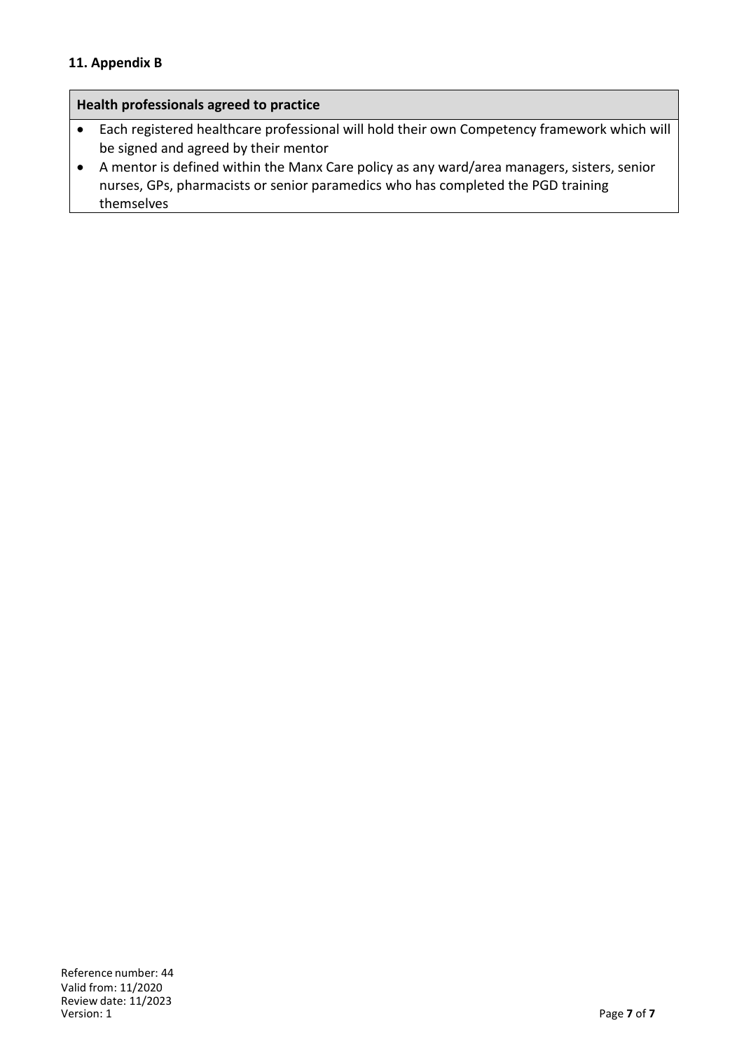## 11. Appendix B

| Health professionals agreed to practice |
|---|
| • Each registered healthcare professional will hold their own Competency framework which will be signed and agreed by their mentor<br>• A mentor is defined within the Manx Care policy as any ward/area managers, sisters, senior nurses, GPs, pharmacists or senior paramedics who has completed the PGD training themselves |

Reference number: 44
Valid from: 11/2020
Review date: 11/2023
Version: 1